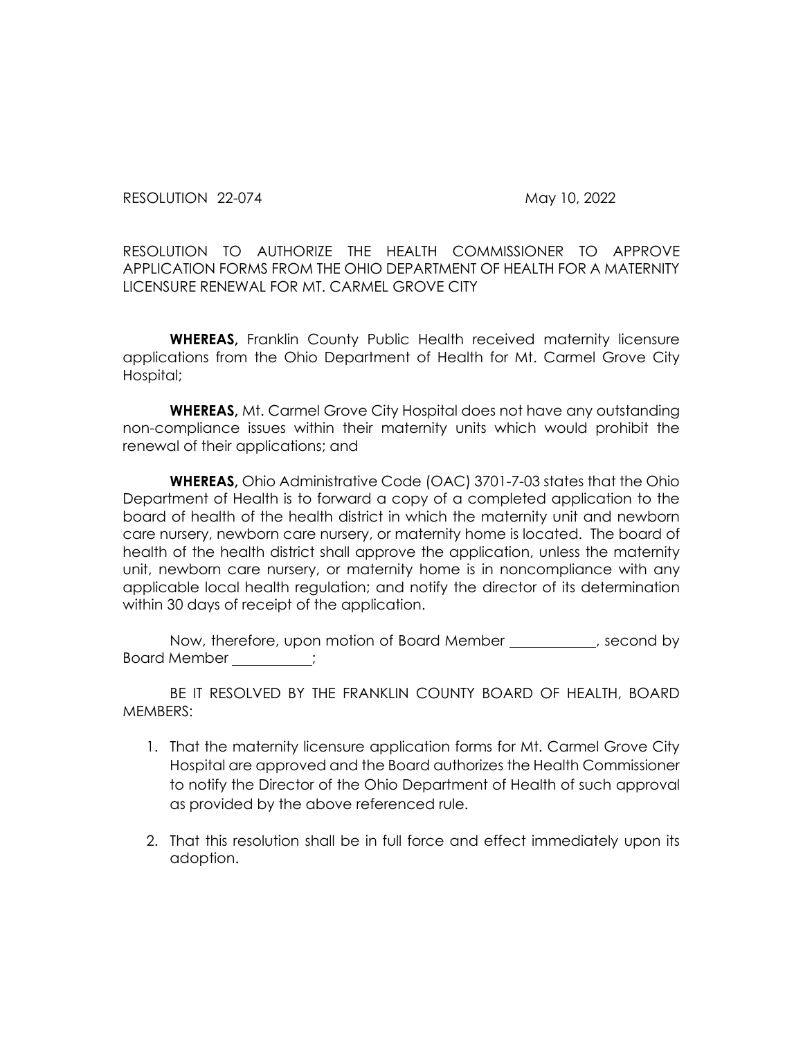RESOLUTION 22-074 May 10, 2022

RESOLUTION TO AUTHORIZE THE HEALTH COMMISSIONER TO APPROVE APPLICATION FORMS FROM THE OHIO DEPARTMENT OF HEALTH FOR A MATERNITY LICENSURE RENEWAL FOR MT. CARMEL GROVE CITY

**WHEREAS,** Franklin County Public Health received maternity licensure applications from the Ohio Department of Health for Mt. Carmel Grove City Hospital;

**WHEREAS,** Mt. Carmel Grove City Hospital does not have any outstanding non-compliance issues within their maternity units which would prohibit the renewal of their applications; and

**WHEREAS,** Ohio Administrative Code (OAC) 3701-7-03 states that the Ohio Department of Health is to forward a copy of a completed application to the board of health of the health district in which the maternity unit and newborn care nursery, newborn care nursery, or maternity home is located. The board of health of the health district shall approve the application, unless the maternity unit, newborn care nursery, or maternity home is in noncompliance with any applicable local health regulation; and notify the director of its determination within 30 days of receipt of the application.

Now, therefore, upon motion of Board Member ____________, second by Board Member ___________;

BE IT RESOLVED BY THE FRANKLIN COUNTY BOARD OF HEALTH, BOARD MEMBERS:

1. That the maternity licensure application forms for Mt. Carmel Grove City Hospital are approved and the Board authorizes the Health Commissioner to notify the Director of the Ohio Department of Health of such approval as provided by the above referenced rule.

2. That this resolution shall be in full force and effect immediately upon its adoption.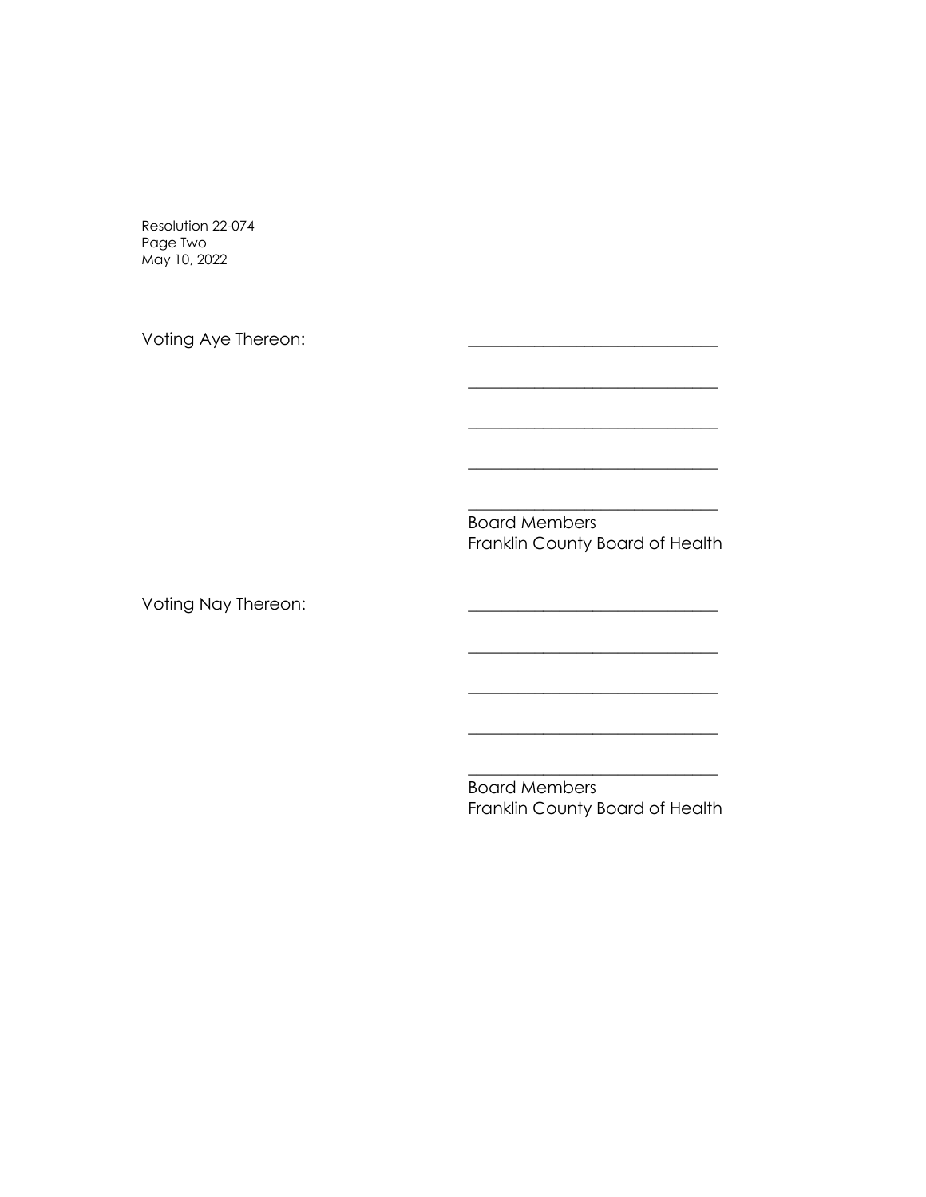Resolution 22-074
Page Two
May 10, 2022

Voting Aye Thereon:

______________________________

______________________________

______________________________

______________________________

______________________________
Board Members
Franklin County Board of Health

Voting Nay Thereon:

______________________________

______________________________

______________________________

______________________________

______________________________
Board Members
Franklin County Board of Health